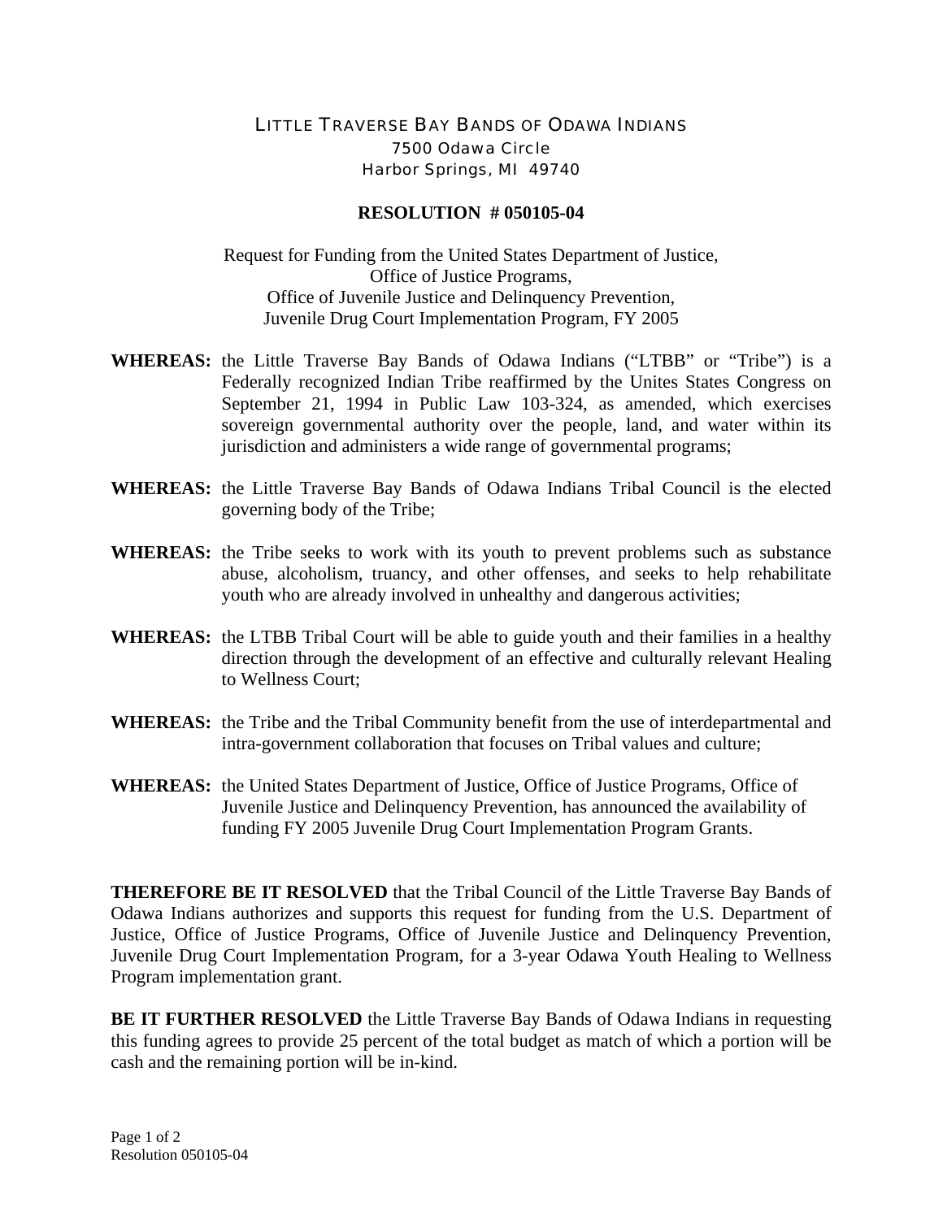LITTLE TRAVERSE BAY BANDS OF ODAWA INDIANS
7500 Odawa Circle
Harbor Springs, MI 49740

**RESOLUTION # 050105-04**

Request for Funding from the United States Department of Justice,
Office of Justice Programs,
Office of Juvenile Justice and Delinquency Prevention,
Juvenile Drug Court Implementation Program, FY 2005

**WHEREAS:** the Little Traverse Bay Bands of Odawa Indians ("LTBB" or "Tribe") is a Federally recognized Indian Tribe reaffirmed by the Unites States Congress on September 21, 1994 in Public Law 103-324, as amended, which exercises sovereign governmental authority over the people, land, and water within its jurisdiction and administers a wide range of governmental programs;

**WHEREAS:** the Little Traverse Bay Bands of Odawa Indians Tribal Council is the elected governing body of the Tribe;

**WHEREAS:** the Tribe seeks to work with its youth to prevent problems such as substance abuse, alcoholism, truancy, and other offenses, and seeks to help rehabilitate youth who are already involved in unhealthy and dangerous activities;

**WHEREAS:** the LTBB Tribal Court will be able to guide youth and their families in a healthy direction through the development of an effective and culturally relevant Healing to Wellness Court;

**WHEREAS:** the Tribe and the Tribal Community benefit from the use of interdepartmental and intra-government collaboration that focuses on Tribal values and culture;

**WHEREAS:** the United States Department of Justice, Office of Justice Programs, Office of Juvenile Justice and Delinquency Prevention, has announced the availability of funding FY 2005 Juvenile Drug Court Implementation Program Grants.

**THEREFORE BE IT RESOLVED** that the Tribal Council of the Little Traverse Bay Bands of Odawa Indians authorizes and supports this request for funding from the U.S. Department of Justice, Office of Justice Programs, Office of Juvenile Justice and Delinquency Prevention, Juvenile Drug Court Implementation Program, for a 3-year Odawa Youth Healing to Wellness Program implementation grant.

**BE IT FURTHER RESOLVED** the Little Traverse Bay Bands of Odawa Indians in requesting this funding agrees to provide 25 percent of the total budget as match of which a portion will be cash and the remaining portion will be in-kind.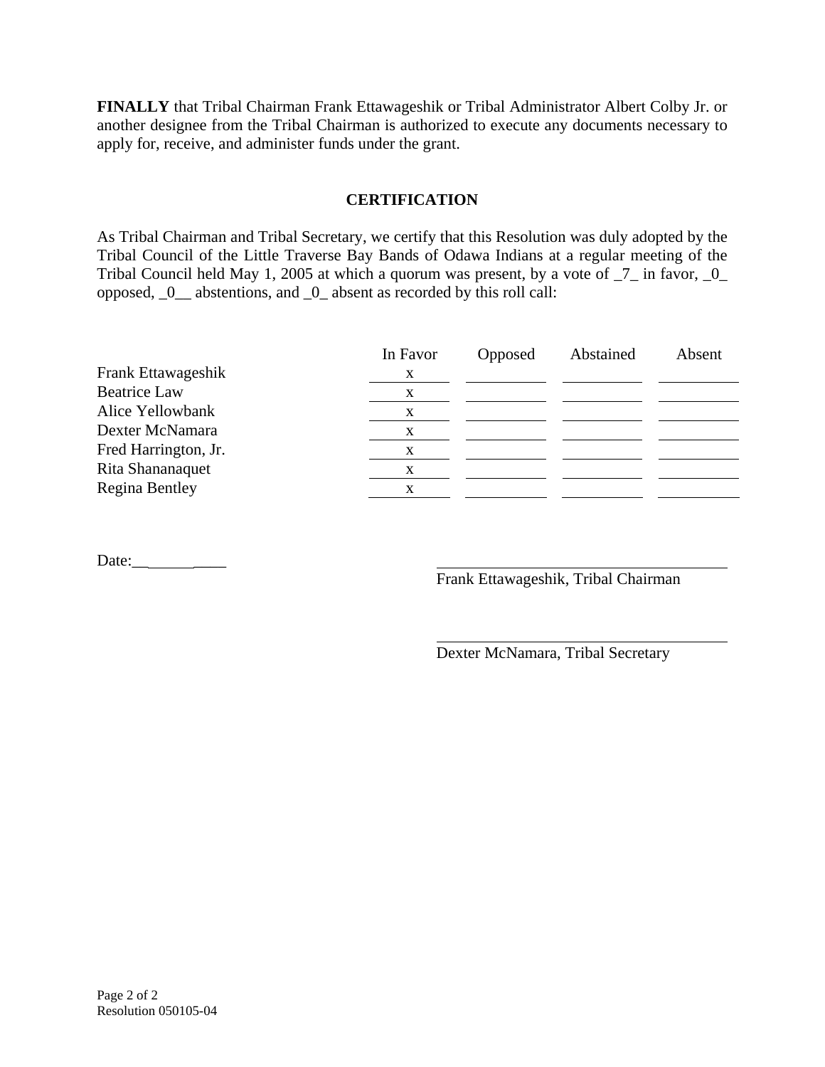**FINALLY** that Tribal Chairman Frank Ettawageshik or Tribal Administrator Albert Colby Jr. or another designee from the Tribal Chairman is authorized to execute any documents necessary to apply for, receive, and administer funds under the grant.

## CERTIFICATION

As Tribal Chairman and Tribal Secretary, we certify that this Resolution was duly adopted by the Tribal Council of the Little Traverse Bay Bands of Odawa Indians at a regular meeting of the Tribal Council held May 1, 2005 at which a quorum was present, by a vote of _7_ in favor, _0_ opposed, _0__ abstentions, and _0_ absent as recorded by this roll call:

| | In Favor | Opposed | Abstained | Absent |
|---|---|---|---|---|
| Frank Ettawageshik | x | | | |
| Beatrice Law | x | | | |
| Alice Yellowbank | x | | | |
| Dexter McNamara | x | | | |
| Fred Harrington, Jr. | x | | | |
| Rita Shananaquet | x | | | |
| Regina Bentley | x | | | |

Date:___________

Frank Ettawageshik, Tribal Chairman

Dexter McNamara, Tribal Secretary

Resolution 050105-04